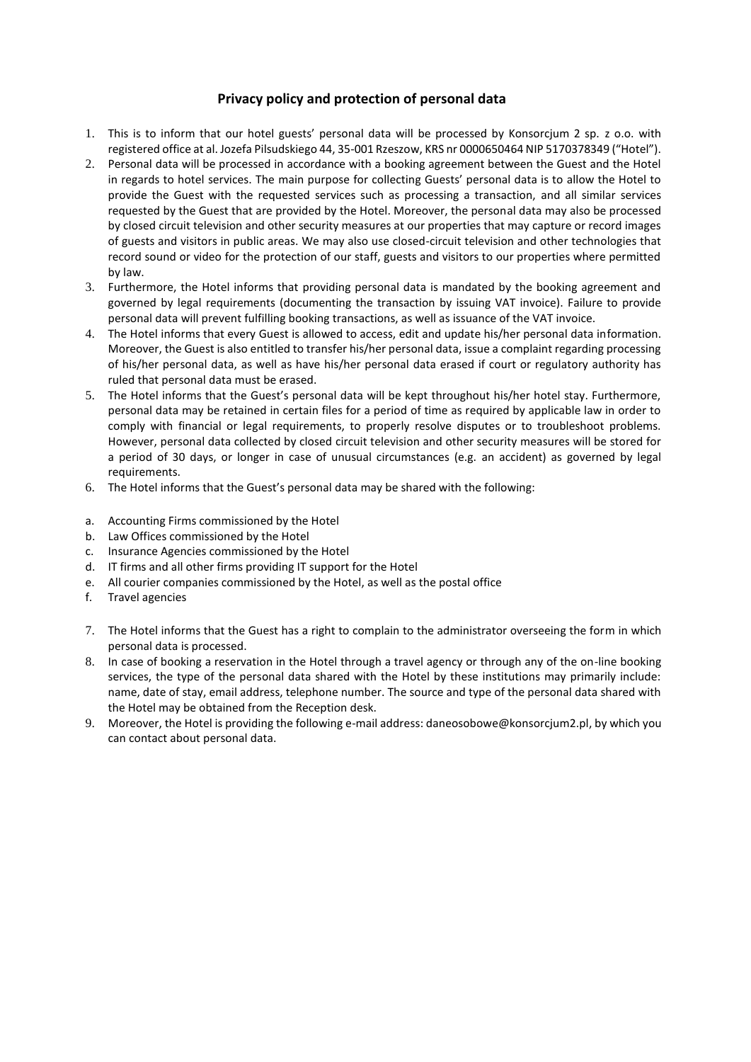## Privacy policy and protection of personal data

1. This is to inform that our hotel guests' personal data will be processed by Konsorcjum 2 sp. z o.o. with registered office at al. Jozefa Pilsudskiego 44, 35-001 Rzeszow, KRS nr 0000650464 NIP 5170378349 ("Hotel").
2. Personal data will be processed in accordance with a booking agreement between the Guest and the Hotel in regards to hotel services. The main purpose for collecting Guests' personal data is to allow the Hotel to provide the Guest with the requested services such as processing a transaction, and all similar services requested by the Guest that are provided by the Hotel. Moreover, the personal data may also be processed by closed circuit television and other security measures at our properties that may capture or record images of guests and visitors in public areas. We may also use closed-circuit television and other technologies that record sound or video for the protection of our staff, guests and visitors to our properties where permitted by law.
3. Furthermore, the Hotel informs that providing personal data is mandated by the booking agreement and governed by legal requirements (documenting the transaction by issuing VAT invoice). Failure to provide personal data will prevent fulfilling booking transactions, as well as issuance of the VAT invoice.
4. The Hotel informs that every Guest is allowed to access, edit and update his/her personal data information. Moreover, the Guest is also entitled to transfer his/her personal data, issue a complaint regarding processing of his/her personal data, as well as have his/her personal data erased if court or regulatory authority has ruled that personal data must be erased.
5. The Hotel informs that the Guest's personal data will be kept throughout his/her hotel stay. Furthermore, personal data may be retained in certain files for a period of time as required by applicable law in order to comply with financial or legal requirements, to properly resolve disputes or to troubleshoot problems. However, personal data collected by closed circuit television and other security measures will be stored for a period of 30 days, or longer in case of unusual circumstances (e.g. an accident) as governed by legal requirements.
6. The Hotel informs that the Guest's personal data may be shared with the following:

a. Accounting Firms commissioned by the Hotel
b. Law Offices commissioned by the Hotel
c. Insurance Agencies commissioned by the Hotel
d. IT firms and all other firms providing IT support for the Hotel
e. All courier companies commissioned by the Hotel, as well as the postal office
f. Travel agencies

7. The Hotel informs that the Guest has a right to complain to the administrator overseeing the form in which personal data is processed.
8. In case of booking a reservation in the Hotel through a travel agency or through any of the on-line booking services, the type of the personal data shared with the Hotel by these institutions may primarily include: name, date of stay, email address, telephone number. The source and type of the personal data shared with the Hotel may be obtained from the Reception desk.
9. Moreover, the Hotel is providing the following e-mail address: daneosobowe@konsorcjum2.pl, by which you can contact about personal data.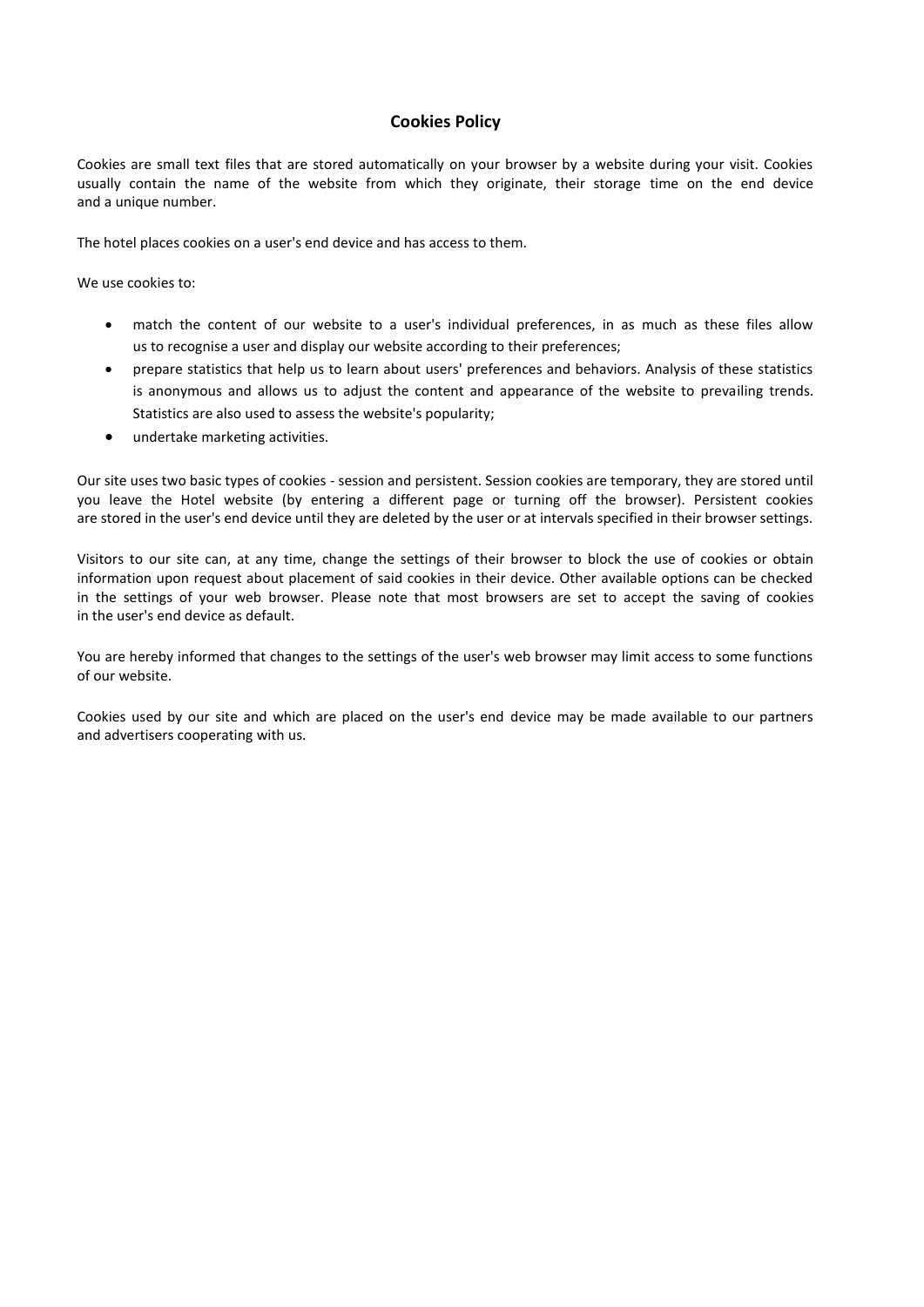# Cookies Policy

Cookies are small text files that are stored automatically on your browser by a website during your visit. Cookies usually contain the name of the website from which they originate, their storage time on the end device and a unique number.

The hotel places cookies on a user's end device and has access to them.

We use cookies to:

- match the content of our website to a user's individual preferences, in as much as these files allow us to recognise a user and display our website according to their preferences;
- prepare statistics that help us to learn about users' preferences and behaviors. Analysis of these statistics is anonymous and allows us to adjust the content and appearance of the website to prevailing trends. Statistics are also used to assess the website's popularity;
- undertake marketing activities.

Our site uses two basic types of cookies - session and persistent. Session cookies are temporary, they are stored until you leave the Hotel website (by entering a different page or turning off the browser). Persistent cookies are stored in the user's end device until they are deleted by the user or at intervals specified in their browser settings.

Visitors to our site can, at any time, change the settings of their browser to block the use of cookies or obtain information upon request about placement of said cookies in their device. Other available options can be checked in the settings of your web browser. Please note that most browsers are set to accept the saving of cookies in the user's end device as default.

You are hereby informed that changes to the settings of the user's web browser may limit access to some functions of our website.

Cookies used by our site and which are placed on the user's end device may be made available to our partners and advertisers cooperating with us.